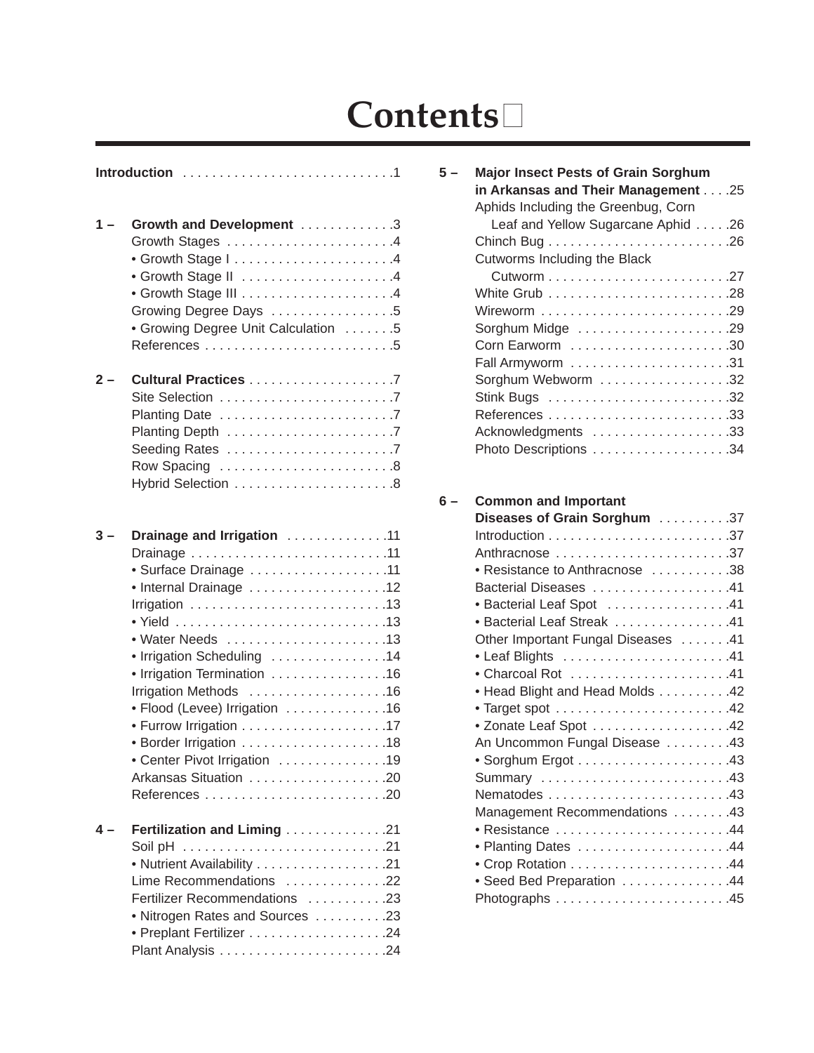# Contents

**Introduction** .....1

**1 – Growth and Development** .....3
- Growth Stages .....4
  - Growth Stage I .....4
  - Growth Stage II .....4
  - Growth Stage III .....4
- Growing Degree Days .....5
  - Growing Degree Unit Calculation .....5
- References .....5

**2 – Cultural Practices** .....7
- Site Selection .....7
- Planting Date .....7
- Planting Depth .....7
- Seeding Rates .....7
- Row Spacing .....8
- Hybrid Selection .....8

**3 – Drainage and Irrigation** .....11
- Drainage .....11
  - Surface Drainage .....11
  - Internal Drainage .....12
- Irrigation .....13
  - Yield .....13
  - Water Needs .....13
  - Irrigation Scheduling .....14
  - Irrigation Termination .....16
- Irrigation Methods .....16
  - Flood (Levee) Irrigation .....16
  - Furrow Irrigation .....17
  - Border Irrigation .....18
  - Center Pivot Irrigation .....19
- Arkansas Situation .....20
- References .....20

**4 – Fertilization and Liming** .....21
- Soil pH .....21
  - Nutrient Availability .....21
- Lime Recommendations .....22
- Fertilizer Recommendations .....23
  - Nitrogen Rates and Sources .....23
  - Preplant Fertilizer .....24
- Plant Analysis .....24

**5 – Major Insect Pests of Grain Sorghum in Arkansas and Their Management** .....25
- Aphids Including the Greenbug, Corn Leaf and Yellow Sugarcane Aphid .....26
- Chinch Bug .....26
- Cutworms Including the Black Cutworm .....27
- White Grub .....28
- Wireworm .....29
- Sorghum Midge .....29
- Corn Earworm .....30
- Fall Armyworm .....31
- Sorghum Webworm .....32
- Stink Bugs .....32
- References .....33
- Acknowledgments .....33
- Photo Descriptions .....34

**6 – Common and Important Diseases of Grain Sorghum** .....37
- Introduction .....37
- Anthracnose .....37
  - Resistance to Anthracnose .....38
- Bacterial Diseases .....41
  - Bacterial Leaf Spot .....41
  - Bacterial Leaf Streak .....41
- Other Important Fungal Diseases .....41
  - Leaf Blights .....41
  - Charcoal Rot .....41
  - Head Blight and Head Molds .....42
  - Target spot .....42
  - Zonate Leaf Spot .....42
- An Uncommon Fungal Disease .....43
  - Sorghum Ergot .....43
- Summary .....43
- Nematodes .....43
- Management Recommendations .....43
  - Resistance .....44
  - Planting Dates .....44
  - Crop Rotation .....44
  - Seed Bed Preparation .....44
- Photographs .....45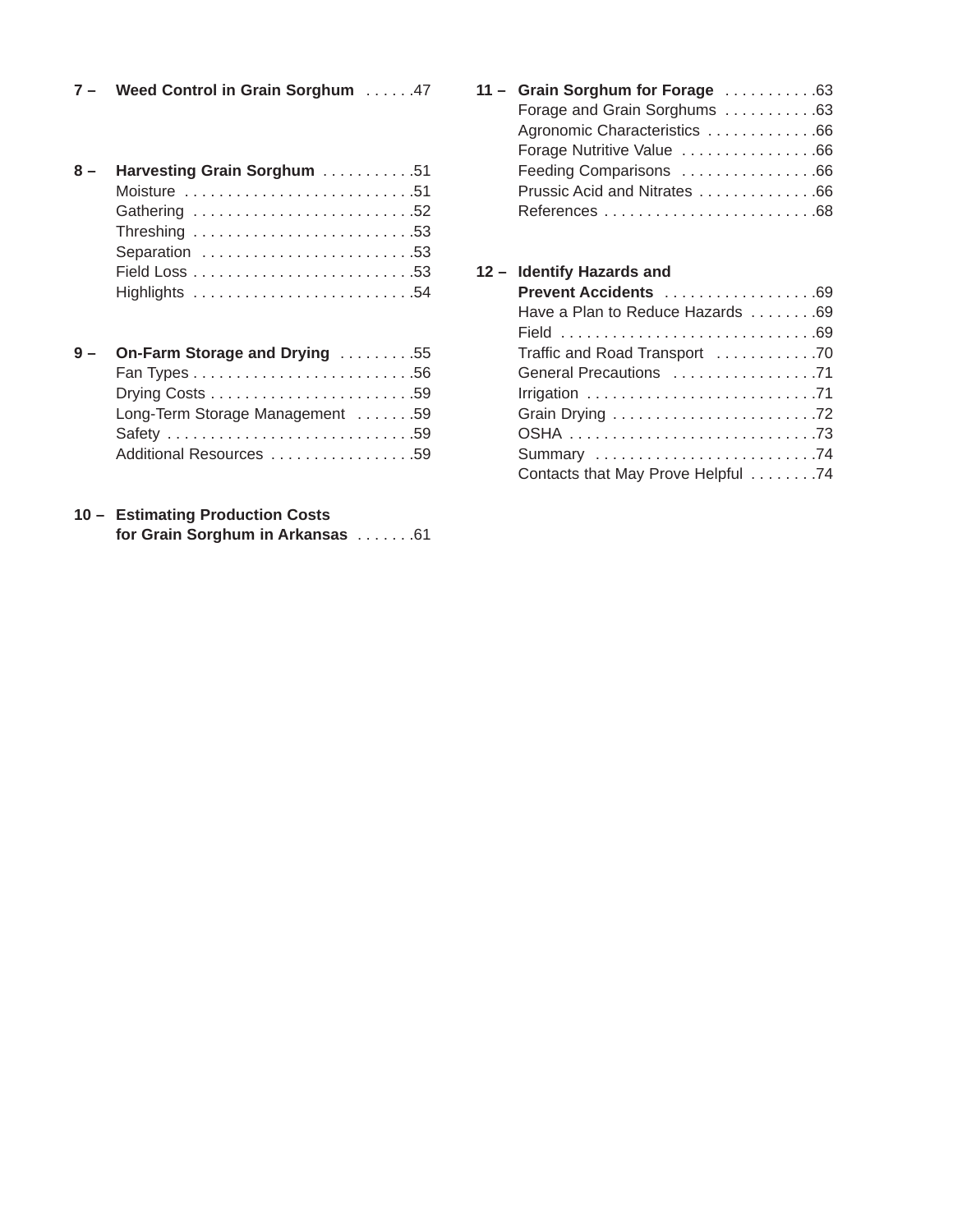**7 – Weed Control in Grain Sorghum** . . . . . .47

**8 – Harvesting Grain Sorghum** . . . . . . . . . . .51

Moisture . . . . . . . . . . . . . . . . . . . . . . . . . . .51

Gathering . . . . . . . . . . . . . . . . . . . . . . . . . .52

Threshing . . . . . . . . . . . . . . . . . . . . . . . . . .53

Separation . . . . . . . . . . . . . . . . . . . . . . . . .53

Field Loss . . . . . . . . . . . . . . . . . . . . . . . . . .53

Highlights . . . . . . . . . . . . . . . . . . . . . . . . . .54

**9 – On-Farm Storage and Drying** . . . . . . . . .55

Fan Types . . . . . . . . . . . . . . . . . . . . . . . . . .56

Drying Costs . . . . . . . . . . . . . . . . . . . . . . . .59

Long-Term Storage Management . . . . . . .59

Safety . . . . . . . . . . . . . . . . . . . . . . . . . . . . .59

Additional Resources . . . . . . . . . . . . . . . . .59

**10 – Estimating Production Costs for Grain Sorghum in Arkansas** . . . . . . .61

**11 – Grain Sorghum for Forage** . . . . . . . . . . .63

Forage and Grain Sorghums . . . . . . . . . . .63

Agronomic Characteristics . . . . . . . . . . . . .66

Forage Nutritive Value . . . . . . . . . . . . . . . .66

Feeding Comparisons . . . . . . . . . . . . . . . .66

Prussic Acid and Nitrates . . . . . . . . . . . . . .66

References . . . . . . . . . . . . . . . . . . . . . . . . .68

**12 – Identify Hazards and Prevent Accidents** . . . . . . . . . . . . . . . . . .69

Have a Plan to Reduce Hazards . . . . . . . .69

Field . . . . . . . . . . . . . . . . . . . . . . . . . . . . . .69

Traffic and Road Transport . . . . . . . . . . . .70

General Precautions . . . . . . . . . . . . . . . . .71

Irrigation . . . . . . . . . . . . . . . . . . . . . . . . . . .71

Grain Drying . . . . . . . . . . . . . . . . . . . . . . . .72

OSHA . . . . . . . . . . . . . . . . . . . . . . . . . . . . .73

Summary . . . . . . . . . . . . . . . . . . . . . . . . . .74

Contacts that May Prove Helpful . . . . . . . .74